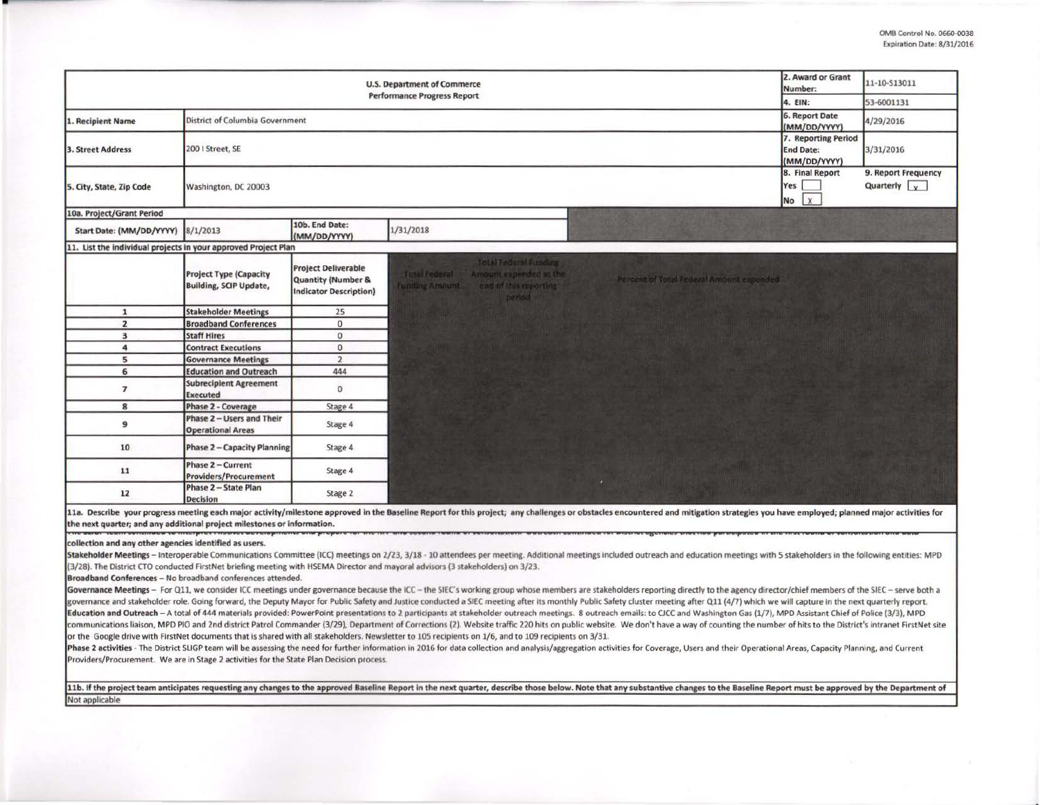OMB Control No. 0660-0038
Expiration Date: 8/31/2016

| U.S. Department of Commerce Performance Progress Report | | | | 2. Award or Grant Number: | 11-10-S13011 |
|---|---|---|---|---|---|
| | | | | 4. EIN: | 53-6001131 |
| 1. Recipient Name | District of Columbia Government | | | 6. Report Date (MM/DD/YYYY) | 4/29/2016 |
| 3. Street Address | 200 I Street, SE | | | 7. Reporting Period End Date: (MM/DD/YYYY) | 3/31/2016 |
| 5. City, State, Zip Code | Washington, DC 20003 | | | 8. Final Report Yes [ ] No [x] | 9. Report Frequency Quarterly [x] |
| 10a. Project/Grant Period | | | | | |
| Start Date: (MM/DD/YYYY) | 8/1/2013 | 10b. End Date: (MM/DD/YYYY) | 1/31/2018 | | |

11. List the individual projects in your approved Project Plan

| | Project Type (Capacity Building, SCIP Update, | Project Deliverable Quantity (Number & Indicator Description) | Total Federal Funding Amount | Total Federal Funding Amount expended at the end of this reporting period | Percent of Total Federal Amount expended |
|---|---|---|---|---|---|
| 1 | Stakeholder Meetings | 25 | | | |
| 2 | Broadband Conferences | 0 | | | |
| 3 | Staff Hires | 0 | | | |
| 4 | Contract Executions | 0 | | | |
| 5 | Governance Meetings | 2 | | | |
| 6 | Education and Outreach | 444 | | | |
| 7 | Subrecipient Agreement Executed | 0 | | | |
| 8 | Phase 2 - Coverage | Stage 4 | | | |
| 9 | Phase 2 – Users and Their Operational Areas | Stage 4 | | | |
| 10 | Phase 2 – Capacity Planning | Stage 4 | | | |
| 11 | Phase 2 – Current Providers/Procurement | Stage 4 | | | |
| 12 | Phase 2 – State Plan Decision | Stage 2 | | | |

11a. Describe your progress meeting each major activity/milestone approved in the Baseline Report for this project; any challenges or obstacles encountered and mitigation strategies you have employed; planned major activities for the next quarter; and any additional project milestones or information.

collection and any other agencies identified as users.

**Stakeholder Meetings** – Interoperable Communications Committee (ICC) meetings on 2/23, 3/18 - 10 attendees per meeting. Additional meetings included outreach and education meetings with 5 stakeholders in the following entities: MPD (3/28). The District CTO conducted FirstNet briefing meeting with HSEMA Director and mayoral advisors (3 stakeholders) on 3/23.

**Broadband Conferences** – No broadband conferences attended.

**Governance Meetings** – For Q11, we consider ICC meetings under governance because the ICC – the SIEC's working group whose members are stakeholders reporting directly to the agency director/chief members of the SIEC – serve both a governance and stakeholder role. Going forward, the Deputy Mayor for Public Safety and Justice conducted a SIEC meeting after its monthly Public Safety cluster meeting after Q11 (4/7) which we will capture in the next quarterly report.

**Education and Outreach** – A total of 444 materials provided: PowerPoint presentations to 2 participants at stakeholder outreach meetings. 8 outreach emails: to CJCC and Washington Gas (1/7), MPD Assistant Chief of Police (3/3), MPD communications liaison, MPD PIO and 2nd district Patrol Commander (3/29), Department of Corrections (2). Website traffic 220 hits on public website. We don't have a way of counting the number of hits to the District's intranet FirstNet site or the Google drive with FirstNet documents that is shared with all stakeholders. Newsletter to 105 recipients on 1/6, and to 109 recipients on 3/31.

**Phase 2 activities** - The District SLIGP team will be assessing the need for further information in 2016 for data collection and analysis/aggregation activities for Coverage, Users and their Operational Areas, Capacity Planning, and Current Providers/Procurement. We are in Stage 2 activities for the State Plan Decision process.

11b. If the project team anticipates requesting any changes to the approved Baseline Report in the next quarter, describe those below. Note that any substantive changes to the Baseline Report must be approved by the Department of

Not applicable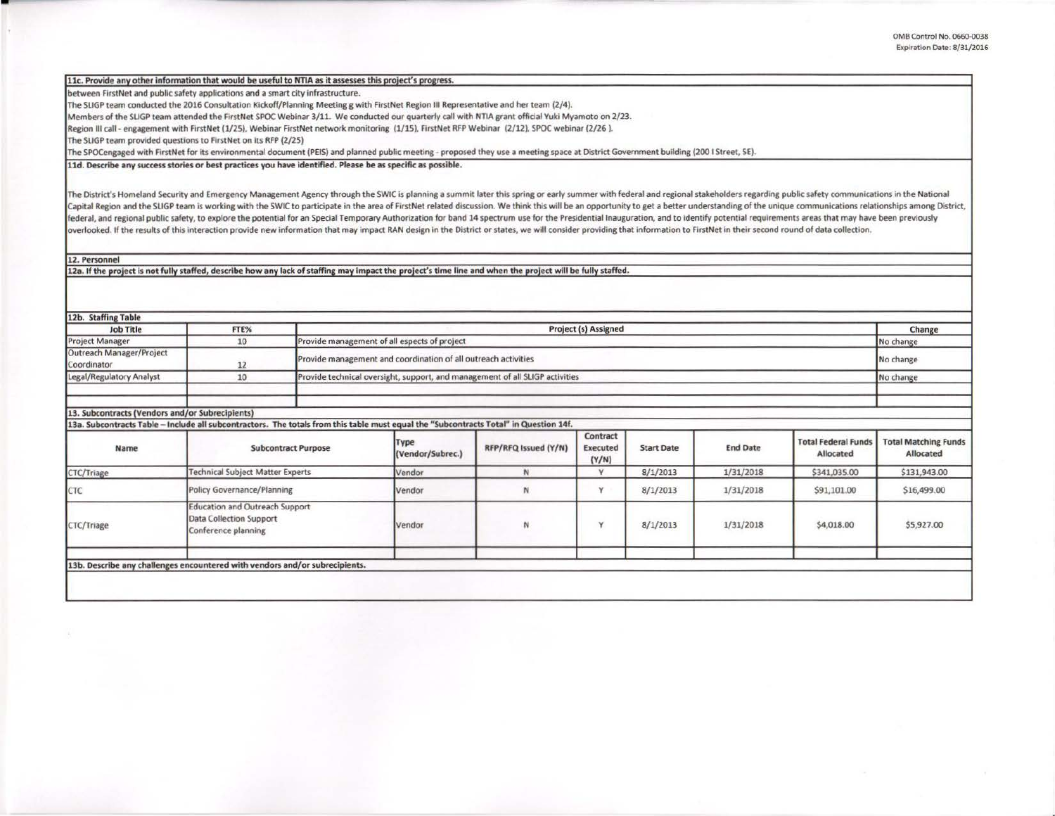**11c. Provide any other information that would be useful to NTIA as it assesses this project's progress.**

between FirstNet and public safety applications and a smart city infrastructure.

The SLIGP team conducted the 2016 Consultation Kickoff/Planning Meeting g with FirstNet Region III Representative and her team (2/4).

Members of the SLIGP team attended the FirstNet SPOC Webinar 3/11. We conducted our quarterly call with NTIA grant official Yuki Myamoto on 2/23.

Region III call - engagement with FirstNet (1/25), Webinar FirstNet network monitoring (1/15), FirstNet RFP Webinar (2/12), SPOC webinar (2/26 ).

The SLIGP team provided questions to FirstNet on its RFP (2/25)

The SPOCengaged with FirstNet for its environmental document (PEIS) and planned public meeting - proposed they use a meeting space at District Government building (200 I Street, SE).

**11d. Describe any success stories or best practices you have identified. Please be as specific as possible.**

The District's Homeland Security and Emergency Management Agency through the SWIC is planning a summit later this spring or early summer with federal and regional stakeholders regarding public safety communications in the National Capital Region and the SLIGP team is working with the SWIC to participate in the area of FirstNet related discussion. We think this will be an opportunity to get a better understanding of the unique communications relationships among District, federal, and regional public safety, to explore the potential for an Special Temporary Authorization for band 14 spectrum use for the Presidential Inauguration, and to identify potential requirements areas that may have been previously overlooked. If the results of this interaction provide new information that may impact RAN design in the District or states, we will consider providing that information to FirstNet in their second round of data collection.

**12. Personnel**

**12a. If the project is not fully staffed, describe how any lack of staffing may impact the project's time line and when the project will be fully staffed.**

**12b. Staffing Table**

| Job Title | FTE% | Project (s) Assigned | Change |
|---|---|---|---|
| Project Manager | 10 | Provide management of all espects of project | No change |
| Outreach Manager/Project Coordinator | 12 | Provide management and coordination of all outreach activities | No change |
| Legal/Regulatory Analyst | 10 | Provide technical oversight, support, and management of all SLIGP activities | No change |
| | | | |
| | | | |

**13. Subcontracts (Vendors and/or Subrecipients)**

**13a. Subcontracts Table – Include all subcontractors. The totals from this table must equal the "Subcontracts Total" in Question 14f.**

| Name | Subcontract Purpose | Type (Vendor/Subrec.) | RFP/RFQ Issued (Y/N) | Contract Executed (Y/N) | Start Date | End Date | Total Federal Funds Allocated | Total Matching Funds Allocated |
|---|---|---|---|---|---|---|---|---|
| CTC/Triage | Technical Subject Matter Experts | Vendor | N | Y | 8/1/2013 | 1/31/2018 | $341,035.00 | $131,943.00 |
| CTC | Policy Governance/Planning | Vendor | N | Y | 8/1/2013 | 1/31/2018 | $91,101.00 | $16,499.00 |
| CTC/Triage | Education and Outreach Support<br>Data Collection Support<br>Conference planning | Vendor | N | Y | 8/1/2013 | 1/31/2018 | $4,018.00 | $5,927.00 |
| | | | | | | | | |

**13b. Describe any challenges encountered with vendors and/or subrecipients.**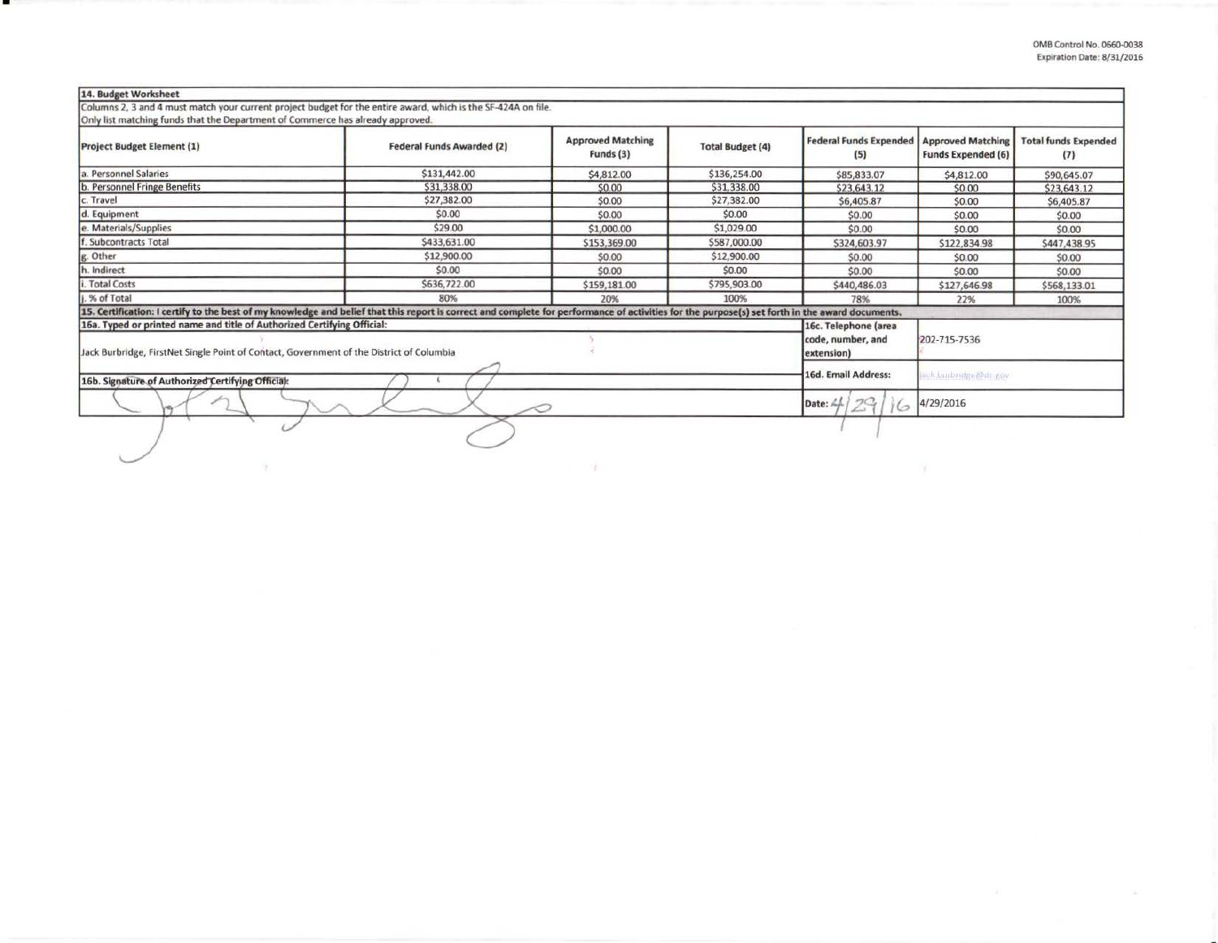OMB Control No. 0660-0038
Expiration Date: 8/31/2016

## 14. Budget Worksheet

Columns 2, 3 and 4 must match your current project budget for the entire award, which is the SF-424A on file.
Only list matching funds that the Department of Commerce has already approved.

| Project Budget Element (1) | Federal Funds Awarded (2) | Approved Matching Funds (3) | Total Budget (4) | Federal Funds Expended (5) | Approved Matching Funds Expended (6) | Total funds Expended (7) |
|---|---|---|---|---|---|---|
| a. Personnel Salaries | $131,442.00 | $4,812.00 | $136,254.00 | $85,833.07 | $4,812.00 | $90,645.07 |
| b. Personnel Fringe Benefits | $31,338.00 | $0.00 | $31,338.00 | $23,643.12 | $0.00 | $23,643.12 |
| c. Travel | $27,382.00 | $0.00 | $27,382.00 | $6,405.87 | $0.00 | $6,405.87 |
| d. Equipment | $0.00 | $0.00 | $0.00 | $0.00 | $0.00 | $0.00 |
| e. Materials/Supplies | $29.00 | $1,000.00 | $1,029.00 | $0.00 | $0.00 | $0.00 |
| f. Subcontracts Total | $433,631.00 | $153,369.00 | $587,000.00 | $324,603.97 | $122,834.98 | $447,438.95 |
| g. Other | $12,900.00 | $0.00 | $12,900.00 | $0.00 | $0.00 | $0.00 |
| h. Indirect | $0.00 | $0.00 | $0.00 | $0.00 | $0.00 | $0.00 |
| i. Total Costs | $636,722.00 | $159,181.00 | $795,903.00 | $440,486.03 | $127,646.98 | $568,133.01 |
| j. % of Total | 80% | 20% | 100% | 78% | 22% | 100% |

**15. Certification:** I certify to the best of my knowledge and belief that this report is correct and complete for performance of activities for the purpose(s) set forth in the award documents.

| | |
|---|---|
| **16a. Typed or printed name and title of Authorized Certifying Official:** Jack Burbridge, FirstNet Single Point of Contact, Government of the District of Columbia | **16c. Telephone (area code, number, and extension)** 202-715-7536 |
| **16b. Signature of Authorized Certifying Official:** | **16d. Email Address:** jack.burbridge@dc.gov |
| | **Date:** 4/29/16 — 4/29/2016 |